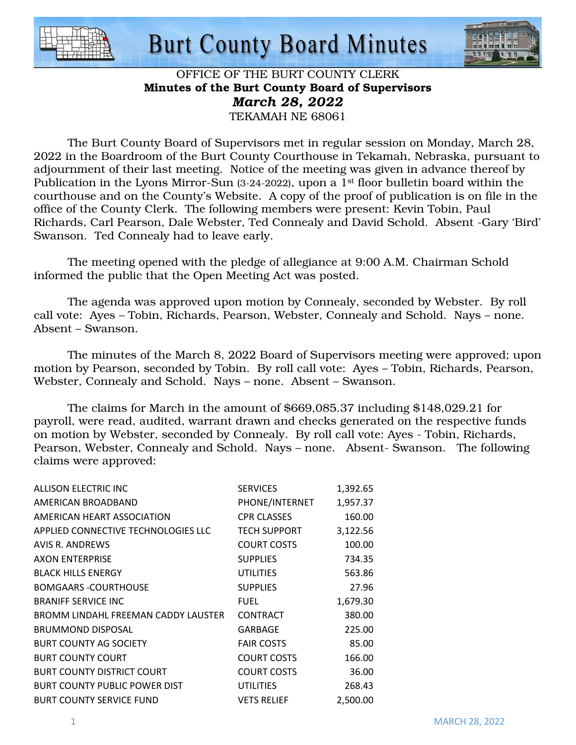# Burt County Board Minutes

OFFICE OF THE BURT COUNTY CLERK
**Minutes of the Burt County Board of Supervisors**
***March 28, 2022***
TEKAMAH NE 68061

The Burt County Board of Supervisors met in regular session on Monday, March 28, 2022 in the Boardroom of the Burt County Courthouse in Tekamah, Nebraska, pursuant to adjournment of their last meeting. Notice of the meeting was given in advance thereof by Publication in the Lyons Mirror-Sun (3-24-2022), upon a 1st floor bulletin board within the courthouse and on the County's Website. A copy of the proof of publication is on file in the office of the County Clerk. The following members were present: Kevin Tobin, Paul Richards, Carl Pearson, Dale Webster, Ted Connealy and David Schold. Absent -Gary 'Bird' Swanson. Ted Connealy had to leave early.

The meeting opened with the pledge of allegiance at 9:00 A.M. Chairman Schold informed the public that the Open Meeting Act was posted.

The agenda was approved upon motion by Connealy, seconded by Webster. By roll call vote: Ayes – Tobin, Richards, Pearson, Webster, Connealy and Schold. Nays – none. Absent – Swanson.

The minutes of the March 8, 2022 Board of Supervisors meeting were approved; upon motion by Pearson, seconded by Tobin. By roll call vote: Ayes – Tobin, Richards, Pearson, Webster, Connealy and Schold. Nays – none. Absent – Swanson.

The claims for March in the amount of $669,085.37 including $148,029.21 for payroll, were read, audited, warrant drawn and checks generated on the respective funds on motion by Webster, seconded by Connealy. By roll call vote: Ayes - Tobin, Richards, Pearson, Webster, Connealy and Schold. Nays – none. Absent- Swanson. The following claims were approved:

| | | |
|---|---|---|
| ALLISON ELECTRIC INC | SERVICES | 1,392.65 |
| AMERICAN BROADBAND | PHONE/INTERNET | 1,957.37 |
| AMERICAN HEART ASSOCIATION | CPR CLASSES | 160.00 |
| APPLIED CONNECTIVE TECHNOLOGIES LLC | TECH SUPPORT | 3,122.56 |
| AVIS R. ANDREWS | COURT COSTS | 100.00 |
| AXON ENTERPRISE | SUPPLIES | 734.35 |
| BLACK HILLS ENERGY | UTILITIES | 563.86 |
| BOMGAARS -COURTHOUSE | SUPPLIES | 27.96 |
| BRANIFF SERVICE INC | FUEL | 1,679.30 |
| BROMM LINDAHL FREEMAN CADDY LAUSTER | CONTRACT | 380.00 |
| BRUMMOND DISPOSAL | GARBAGE | 225.00 |
| BURT COUNTY AG SOCIETY | FAIR COSTS | 85.00 |
| BURT COUNTY COURT | COURT COSTS | 166.00 |
| BURT COUNTY DISTRICT COURT | COURT COSTS | 36.00 |
| BURT COUNTY PUBLIC POWER DIST | UTILITIES | 268.43 |
| BURT COUNTY SERVICE FUND | VETS RELIEF | 2,500.00 |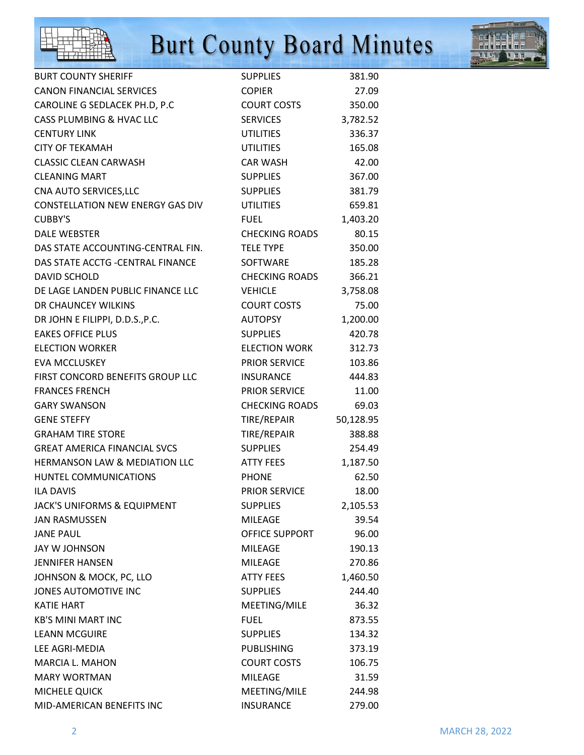| | | |
|---|---|---|
| BURT COUNTY SHERIFF | SUPPLIES | 381.90 |
| CANON FINANCIAL SERVICES | COPIER | 27.09 |
| CAROLINE G SEDLACEK PH.D, P.C | COURT COSTS | 350.00 |
| CASS PLUMBING & HVAC LLC | SERVICES | 3,782.52 |
| CENTURY LINK | UTILITIES | 336.37 |
| CITY OF TEKAMAH | UTILITIES | 165.08 |
| CLASSIC CLEAN CARWASH | CAR WASH | 42.00 |
| CLEANING MART | SUPPLIES | 367.00 |
| CNA AUTO SERVICES,LLC | SUPPLIES | 381.79 |
| CONSTELLATION NEW ENERGY GAS DIV | UTILITIES | 659.81 |
| CUBBY'S | FUEL | 1,403.20 |
| DALE WEBSTER | CHECKING ROADS | 80.15 |
| DAS STATE ACCOUNTING-CENTRAL FIN. | TELE TYPE | 350.00 |
| DAS STATE ACCTG -CENTRAL FINANCE | SOFTWARE | 185.28 |
| DAVID SCHOLD | CHECKING ROADS | 366.21 |
| DE LAGE LANDEN PUBLIC FINANCE LLC | VEHICLE | 3,758.08 |
| DR CHAUNCEY WILKINS | COURT COSTS | 75.00 |
| DR JOHN E FILIPPI, D.D.S.,P.C. | AUTOPSY | 1,200.00 |
| EAKES OFFICE PLUS | SUPPLIES | 420.78 |
| ELECTION WORKER | ELECTION WORK | 312.73 |
| EVA MCCLUSKEY | PRIOR SERVICE | 103.86 |
| FIRST CONCORD BENEFITS GROUP LLC | INSURANCE | 444.83 |
| FRANCES FRENCH | PRIOR SERVICE | 11.00 |
| GARY SWANSON | CHECKING ROADS | 69.03 |
| GENE STEFFY | TIRE/REPAIR | 50,128.95 |
| GRAHAM TIRE STORE | TIRE/REPAIR | 388.88 |
| GREAT AMERICA FINANCIAL SVCS | SUPPLIES | 254.49 |
| HERMANSON LAW & MEDIATION LLC | ATTY FEES | 1,187.50 |
| HUNTEL COMMUNICATIONS | PHONE | 62.50 |
| ILA DAVIS | PRIOR SERVICE | 18.00 |
| JACK'S UNIFORMS & EQUIPMENT | SUPPLIES | 2,105.53 |
| JAN RASMUSSEN | MILEAGE | 39.54 |
| JANE PAUL | OFFICE SUPPORT | 96.00 |
| JAY W JOHNSON | MILEAGE | 190.13 |
| JENNIFER HANSEN | MILEAGE | 270.86 |
| JOHNSON & MOCK, PC, LLO | ATTY FEES | 1,460.50 |
| JONES AUTOMOTIVE INC | SUPPLIES | 244.40 |
| KATIE HART | MEETING/MILE | 36.32 |
| KB'S MINI MART INC | FUEL | 873.55 |
| LEANN MCGUIRE | SUPPLIES | 134.32 |
| LEE AGRI-MEDIA | PUBLISHING | 373.19 |
| MARCIA L. MAHON | COURT COSTS | 106.75 |
| MARY WORTMAN | MILEAGE | 31.59 |
| MICHELE QUICK | MEETING/MILE | 244.98 |
| MID-AMERICAN BENEFITS INC | INSURANCE | 279.00 |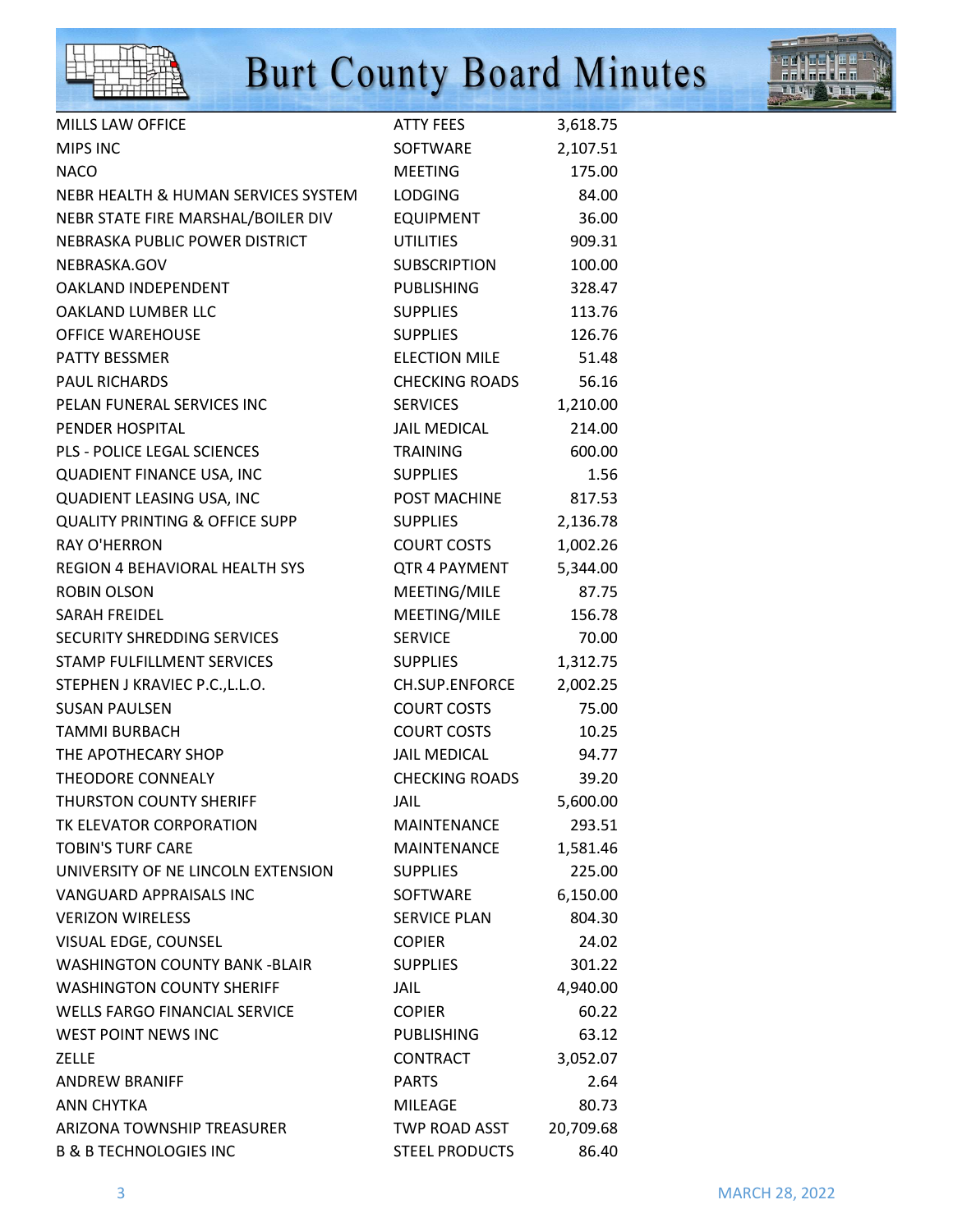| | | |
|---|---|---|
| MILLS LAW OFFICE | ATTY FEES | 3,618.75 |
| MIPS INC | SOFTWARE | 2,107.51 |
| NACO | MEETING | 175.00 |
| NEBR HEALTH & HUMAN SERVICES SYSTEM | LODGING | 84.00 |
| NEBR STATE FIRE MARSHAL/BOILER DIV | EQUIPMENT | 36.00 |
| NEBRASKA PUBLIC POWER DISTRICT | UTILITIES | 909.31 |
| NEBRASKA.GOV | SUBSCRIPTION | 100.00 |
| OAKLAND INDEPENDENT | PUBLISHING | 328.47 |
| OAKLAND LUMBER LLC | SUPPLIES | 113.76 |
| OFFICE WAREHOUSE | SUPPLIES | 126.76 |
| PATTY BESSMER | ELECTION MILE | 51.48 |
| PAUL RICHARDS | CHECKING ROADS | 56.16 |
| PELAN FUNERAL SERVICES INC | SERVICES | 1,210.00 |
| PENDER HOSPITAL | JAIL MEDICAL | 214.00 |
| PLS - POLICE LEGAL SCIENCES | TRAINING | 600.00 |
| QUADIENT FINANCE USA, INC | SUPPLIES | 1.56 |
| QUADIENT LEASING USA, INC | POST MACHINE | 817.53 |
| QUALITY PRINTING & OFFICE SUPP | SUPPLIES | 2,136.78 |
| RAY O'HERRON | COURT COSTS | 1,002.26 |
| REGION 4 BEHAVIORAL HEALTH SYS | QTR 4 PAYMENT | 5,344.00 |
| ROBIN OLSON | MEETING/MILE | 87.75 |
| SARAH FREIDEL | MEETING/MILE | 156.78 |
| SECURITY SHREDDING SERVICES | SERVICE | 70.00 |
| STAMP FULFILLMENT SERVICES | SUPPLIES | 1,312.75 |
| STEPHEN J KRAVIEC P.C.,L.L.O. | CH.SUP.ENFORCE | 2,002.25 |
| SUSAN PAULSEN | COURT COSTS | 75.00 |
| TAMMI BURBACH | COURT COSTS | 10.25 |
| THE APOTHECARY SHOP | JAIL MEDICAL | 94.77 |
| THEODORE CONNEALY | CHECKING ROADS | 39.20 |
| THURSTON COUNTY SHERIFF | JAIL | 5,600.00 |
| TK ELEVATOR CORPORATION | MAINTENANCE | 293.51 |
| TOBIN'S TURF CARE | MAINTENANCE | 1,581.46 |
| UNIVERSITY OF NE LINCOLN EXTENSION | SUPPLIES | 225.00 |
| VANGUARD APPRAISALS INC | SOFTWARE | 6,150.00 |
| VERIZON WIRELESS | SERVICE PLAN | 804.30 |
| VISUAL EDGE, COUNSEL | COPIER | 24.02 |
| WASHINGTON COUNTY BANK -BLAIR | SUPPLIES | 301.22 |
| WASHINGTON COUNTY SHERIFF | JAIL | 4,940.00 |
| WELLS FARGO FINANCIAL SERVICE | COPIER | 60.22 |
| WEST POINT NEWS INC | PUBLISHING | 63.12 |
| ZELLE | CONTRACT | 3,052.07 |
| ANDREW BRANIFF | PARTS | 2.64 |
| ANN CHYTKA | MILEAGE | 80.73 |
| ARIZONA TOWNSHIP TREASURER | TWP ROAD ASST | 20,709.68 |
| B & B TECHNOLOGIES INC | STEEL PRODUCTS | 86.40 |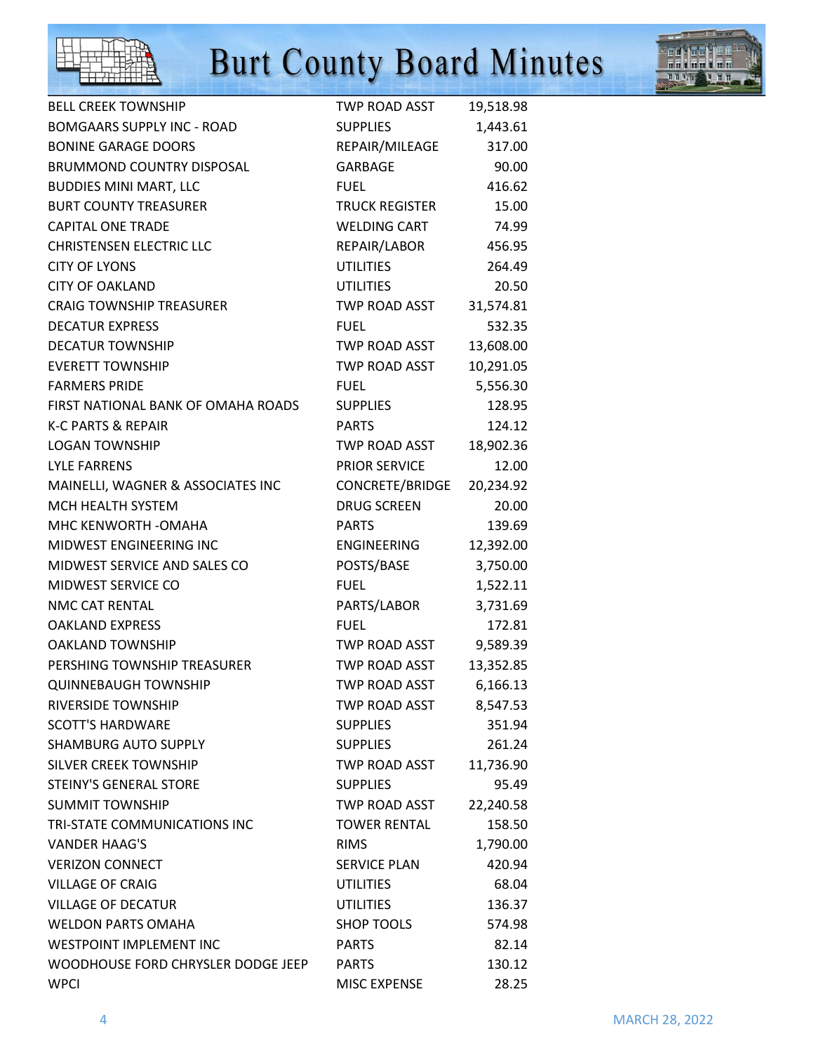| | | |
|---|---|---|
| BELL CREEK TOWNSHIP | TWP ROAD ASST | 19,518.98 |
| BOMGAARS SUPPLY INC - ROAD | SUPPLIES | 1,443.61 |
| BONINE GARAGE DOORS | REPAIR/MILEAGE | 317.00 |
| BRUMMOND COUNTRY DISPOSAL | GARBAGE | 90.00 |
| BUDDIES MINI MART, LLC | FUEL | 416.62 |
| BURT COUNTY TREASURER | TRUCK REGISTER | 15.00 |
| CAPITAL ONE TRADE | WELDING CART | 74.99 |
| CHRISTENSEN ELECTRIC LLC | REPAIR/LABOR | 456.95 |
| CITY OF LYONS | UTILITIES | 264.49 |
| CITY OF OAKLAND | UTILITIES | 20.50 |
| CRAIG TOWNSHIP TREASURER | TWP ROAD ASST | 31,574.81 |
| DECATUR EXPRESS | FUEL | 532.35 |
| DECATUR TOWNSHIP | TWP ROAD ASST | 13,608.00 |
| EVERETT TOWNSHIP | TWP ROAD ASST | 10,291.05 |
| FARMERS PRIDE | FUEL | 5,556.30 |
| FIRST NATIONAL BANK OF OMAHA ROADS | SUPPLIES | 128.95 |
| K-C PARTS & REPAIR | PARTS | 124.12 |
| LOGAN TOWNSHIP | TWP ROAD ASST | 18,902.36 |
| LYLE FARRENS | PRIOR SERVICE | 12.00 |
| MAINELLI, WAGNER & ASSOCIATES INC | CONCRETE/BRIDGE | 20,234.92 |
| MCH HEALTH SYSTEM | DRUG SCREEN | 20.00 |
| MHC KENWORTH -OMAHA | PARTS | 139.69 |
| MIDWEST ENGINEERING INC | ENGINEERING | 12,392.00 |
| MIDWEST SERVICE AND SALES CO | POSTS/BASE | 3,750.00 |
| MIDWEST SERVICE CO | FUEL | 1,522.11 |
| NMC CAT RENTAL | PARTS/LABOR | 3,731.69 |
| OAKLAND EXPRESS | FUEL | 172.81 |
| OAKLAND TOWNSHIP | TWP ROAD ASST | 9,589.39 |
| PERSHING TOWNSHIP TREASURER | TWP ROAD ASST | 13,352.85 |
| QUINNEBAUGH TOWNSHIP | TWP ROAD ASST | 6,166.13 |
| RIVERSIDE TOWNSHIP | TWP ROAD ASST | 8,547.53 |
| SCOTT'S HARDWARE | SUPPLIES | 351.94 |
| SHAMBURG AUTO SUPPLY | SUPPLIES | 261.24 |
| SILVER CREEK TOWNSHIP | TWP ROAD ASST | 11,736.90 |
| STEINY'S GENERAL STORE | SUPPLIES | 95.49 |
| SUMMIT TOWNSHIP | TWP ROAD ASST | 22,240.58 |
| TRI-STATE COMMUNICATIONS INC | TOWER RENTAL | 158.50 |
| VANDER HAAG'S | RIMS | 1,790.00 |
| VERIZON CONNECT | SERVICE PLAN | 420.94 |
| VILLAGE OF CRAIG | UTILITIES | 68.04 |
| VILLAGE OF DECATUR | UTILITIES | 136.37 |
| WELDON PARTS OMAHA | SHOP TOOLS | 574.98 |
| WESTPOINT IMPLEMENT INC | PARTS | 82.14 |
| WOODHOUSE FORD CHRYSLER DODGE JEEP | PARTS | 130.12 |
| WPCI | MISC EXPENSE | 28.25 |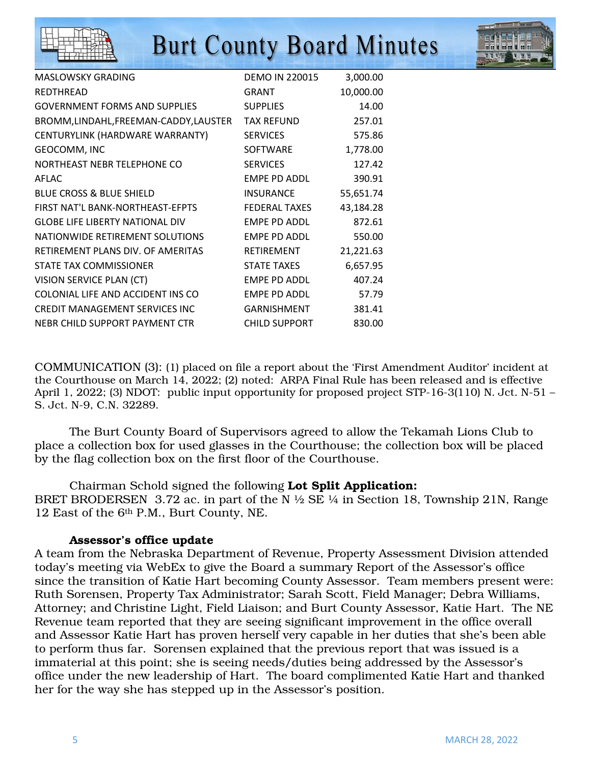| | | |
|---|---|---|
| MASLOWSKY GRADING | DEMO IN 220015 | 3,000.00 |
| REDTHREAD | GRANT | 10,000.00 |
| GOVERNMENT FORMS AND SUPPLIES | SUPPLIES | 14.00 |
| BROMM,LINDAHL,FREEMAN-CADDY,LAUSTER | TAX REFUND | 257.01 |
| CENTURYLINK (HARDWARE WARRANTY) | SERVICES | 575.86 |
| GEOCOMM, INC | SOFTWARE | 1,778.00 |
| NORTHEAST NEBR TELEPHONE CO | SERVICES | 127.42 |
| AFLAC | EMPE PD ADDL | 390.91 |
| BLUE CROSS & BLUE SHIELD | INSURANCE | 55,651.74 |
| FIRST NAT'L BANK-NORTHEAST-EFPTS | FEDERAL TAXES | 43,184.28 |
| GLOBE LIFE LIBERTY NATIONAL DIV | EMPE PD ADDL | 872.61 |
| NATIONWIDE RETIREMENT SOLUTIONS | EMPE PD ADDL | 550.00 |
| RETIREMENT PLANS DIV. OF AMERITAS | RETIREMENT | 21,221.63 |
| STATE TAX COMMISSIONER | STATE TAXES | 6,657.95 |
| VISION SERVICE PLAN (CT) | EMPE PD ADDL | 407.24 |
| COLONIAL LIFE AND ACCIDENT INS CO | EMPE PD ADDL | 57.79 |
| CREDIT MANAGEMENT SERVICES INC | GARNISHMENT | 381.41 |
| NEBR CHILD SUPPORT PAYMENT CTR | CHILD SUPPORT | 830.00 |

COMMUNICATION (3): (1) placed on file a report about the 'First Amendment Auditor' incident at the Courthouse on March 14, 2022; (2) noted: ARPA Final Rule has been released and is effective April 1, 2022; (3) NDOT: public input opportunity for proposed project STP-16-3(110) N. Jct. N-51 – S. Jct. N-9, C.N. 32289.

The Burt County Board of Supervisors agreed to allow the Tekamah Lions Club to place a collection box for used glasses in the Courthouse; the collection box will be placed by the flag collection box on the first floor of the Courthouse.

Chairman Schold signed the following **Lot Split Application:**
BRET BRODERSEN 3.72 ac. in part of the N ½ SE ¼ in Section 18, Township 21N, Range 12 East of the 6th P.M., Burt County, NE.

**Assessor's office update**
A team from the Nebraska Department of Revenue, Property Assessment Division attended today's meeting via WebEx to give the Board a summary Report of the Assessor's office since the transition of Katie Hart becoming County Assessor. Team members present were: Ruth Sorensen, Property Tax Administrator; Sarah Scott, Field Manager; Debra Williams, Attorney; and Christine Light, Field Liaison; and Burt County Assessor, Katie Hart. The NE Revenue team reported that they are seeing significant improvement in the office overall and Assessor Katie Hart has proven herself very capable in her duties that she's been able to perform thus far. Sorensen explained that the previous report that was issued is a immaterial at this point; she is seeing needs/duties being addressed by the Assessor's office under the new leadership of Hart. The board complimented Katie Hart and thanked her for the way she has stepped up in the Assessor's position.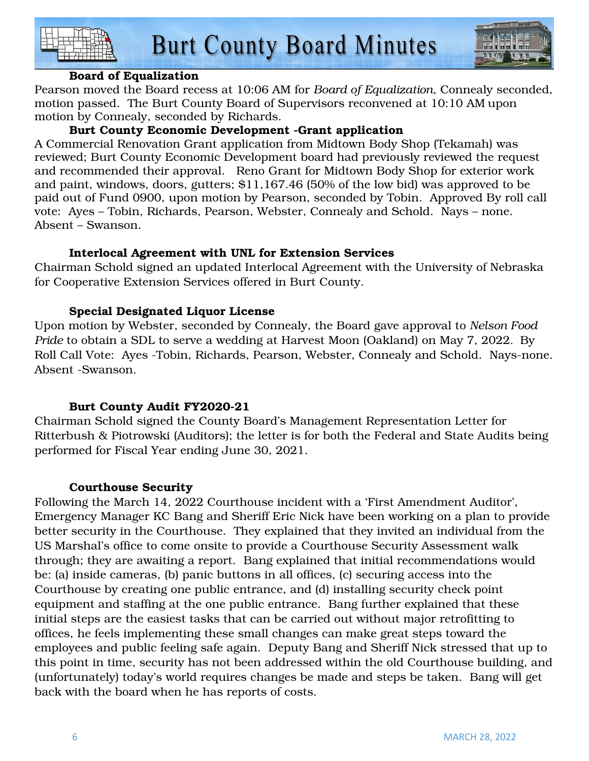### Board of Equalization

Pearson moved the Board recess at 10:06 AM for *Board of Equalization*, Connealy seconded, motion passed. The Burt County Board of Supervisors reconvened at 10:10 AM upon motion by Connealy, seconded by Richards.

### Burt County Economic Development -Grant application

A Commercial Renovation Grant application from Midtown Body Shop (Tekamah) was reviewed; Burt County Economic Development board had previously reviewed the request and recommended their approval. Reno Grant for Midtown Body Shop for exterior work and paint, windows, doors, gutters; $11,167.46 (50% of the low bid) was approved to be paid out of Fund 0900, upon motion by Pearson, seconded by Tobin. Approved By roll call vote: Ayes – Tobin, Richards, Pearson, Webster, Connealy and Schold. Nays – none. Absent – Swanson.

### Interlocal Agreement with UNL for Extension Services

Chairman Schold signed an updated Interlocal Agreement with the University of Nebraska for Cooperative Extension Services offered in Burt County.

### Special Designated Liquor License

Upon motion by Webster, seconded by Connealy, the Board gave approval to *Nelson Food Pride* to obtain a SDL to serve a wedding at Harvest Moon (Oakland) on May 7, 2022. By Roll Call Vote: Ayes -Tobin, Richards, Pearson, Webster, Connealy and Schold. Nays-none. Absent -Swanson.

### Burt County Audit FY2020-21

Chairman Schold signed the County Board's Management Representation Letter for Ritterbush & Piotrowski (Auditors); the letter is for both the Federal and State Audits being performed for Fiscal Year ending June 30, 2021.

### Courthouse Security

Following the March 14, 2022 Courthouse incident with a 'First Amendment Auditor', Emergency Manager KC Bang and Sheriff Eric Nick have been working on a plan to provide better security in the Courthouse. They explained that they invited an individual from the US Marshal's office to come onsite to provide a Courthouse Security Assessment walk through; they are awaiting a report. Bang explained that initial recommendations would be: (a) inside cameras, (b) panic buttons in all offices, (c) securing access into the Courthouse by creating one public entrance, and (d) installing security check point equipment and staffing at the one public entrance. Bang further explained that these initial steps are the easiest tasks that can be carried out without major retrofitting to offices, he feels implementing these small changes can make great steps toward the employees and public feeling safe again. Deputy Bang and Sheriff Nick stressed that up to this point in time, security has not been addressed within the old Courthouse building, and (unfortunately) today's world requires changes be made and steps be taken. Bang will get back with the board when he has reports of costs.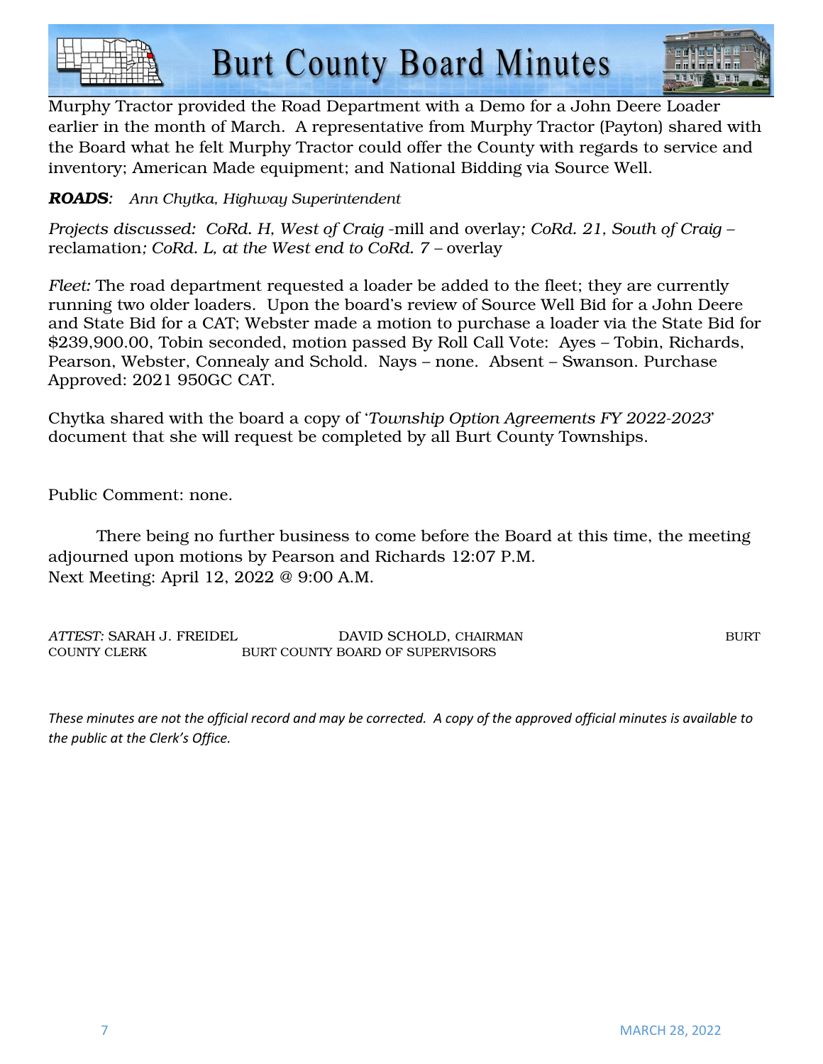Murphy Tractor provided the Road Department with a Demo for a John Deere Loader earlier in the month of March. A representative from Murphy Tractor (Payton) shared with the Board what he felt Murphy Tractor could offer the County with regards to service and inventory; American Made equipment; and National Bidding via Source Well.

***ROADS**: Ann Chytka, Highway Superintendent*

*Projects discussed: CoRd. H, West of Craig* -mill and overlay*; CoRd. 21, South of Craig* – reclamation*; CoRd. L, at the West end to CoRd. 7* – overlay

*Fleet:* The road department requested a loader be added to the fleet; they are currently running two older loaders. Upon the board's review of Source Well Bid for a John Deere and State Bid for a CAT; Webster made a motion to purchase a loader via the State Bid for $239,900.00, Tobin seconded, motion passed By Roll Call Vote: Ayes – Tobin, Richards, Pearson, Webster, Connealy and Schold. Nays – none. Absent – Swanson. Purchase Approved: 2021 950GC CAT.

Chytka shared with the board a copy of '*Township Option Agreements FY 2022-2023*' document that she will request be completed by all Burt County Townships.

Public Comment: none.

There being no further business to come before the Board at this time, the meeting adjourned upon motions by Pearson and Richards 12:07 P.M.
Next Meeting: April 12, 2022 @ 9:00 A.M.

*ATTEST:* SARAH J. FREIDEL, BURT COUNTY CLERK

DAVID SCHOLD, CHAIRMAN
BURT COUNTY BOARD OF SUPERVISORS

*These minutes are not the official record and may be corrected. A copy of the approved official minutes is available to the public at the Clerk's Office.*